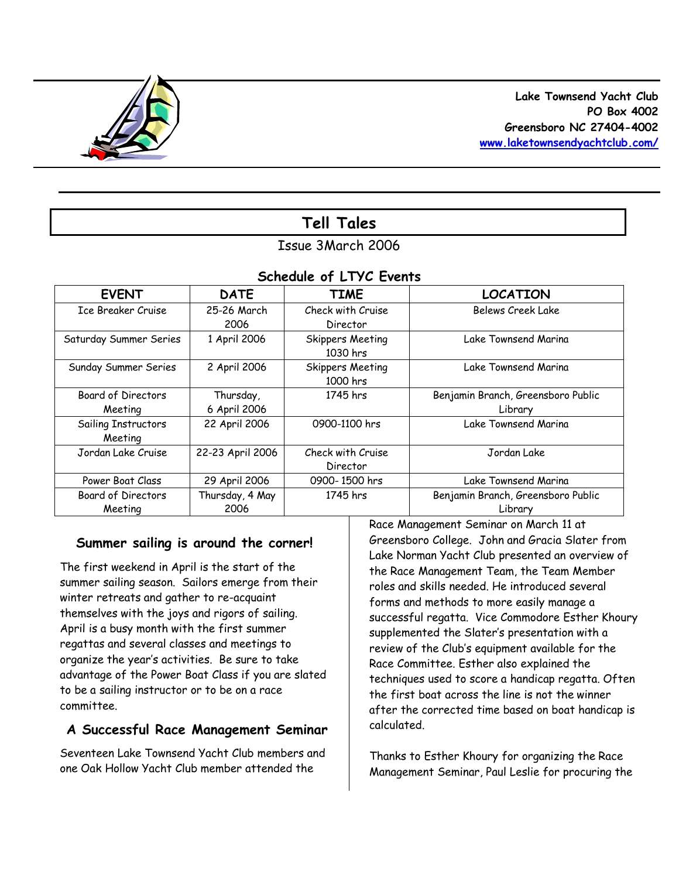**Lake Townsend Yacht Club**
**PO Box 4002**
**Greensboro NC 27404-4002**
**www.laketownsendyachtclub.com/**

# Tell Tales

Issue 3March 2006

## Schedule of LTYC Events

| EVENT | DATE | TIME | LOCATION |
|---|---|---|---|
| Ice Breaker Cruise | 25-26 March 2006 | Check with Cruise Director | Belews Creek Lake |
| Saturday Summer Series | 1 April 2006 | Skippers Meeting 1030 hrs | Lake Townsend Marina |
| Sunday Summer Series | 2 April 2006 | Skippers Meeting 1000 hrs | Lake Townsend Marina |
| Board of Directors Meeting | Thursday, 6 April 2006 | 1745 hrs | Benjamin Branch, Greensboro Public Library |
| Sailing Instructors Meeting | 22 April 2006 | 0900-1100 hrs | Lake Townsend Marina |
| Jordan Lake Cruise | 22-23 April 2006 | Check with Cruise Director | Jordan Lake |
| Power Boat Class | 29 April 2006 | 0900- 1500 hrs | Lake Townsend Marina |
| Board of Directors Meeting | Thursday, 4 May 2006 | 1745 hrs | Benjamin Branch, Greensboro Public Library |

## Summer sailing is around the corner!

The first weekend in April is the start of the summer sailing season. Sailors emerge from their winter retreats and gather to re-acquaint themselves with the joys and rigors of sailing. April is a busy month with the first summer regattas and several classes and meetings to organize the year's activities. Be sure to take advantage of the Power Boat Class if you are slated to be a sailing instructor or to be on a race committee.

## A Successful Race Management Seminar

Seventeen Lake Townsend Yacht Club members and one Oak Hollow Yacht Club member attended the Race Management Seminar on March 11 at Greensboro College. John and Gracia Slater from Lake Norman Yacht Club presented an overview of the Race Management Team, the Team Member roles and skills needed. He introduced several forms and methods to more easily manage a successful regatta. Vice Commodore Esther Khoury supplemented the Slater's presentation with a review of the Club's equipment available for the Race Committee. Esther also explained the techniques used to score a handicap regatta. Often the first boat across the line is not the winner after the corrected time based on boat handicap is calculated.

Thanks to Esther Khoury for organizing the Race Management Seminar, Paul Leslie for procuring the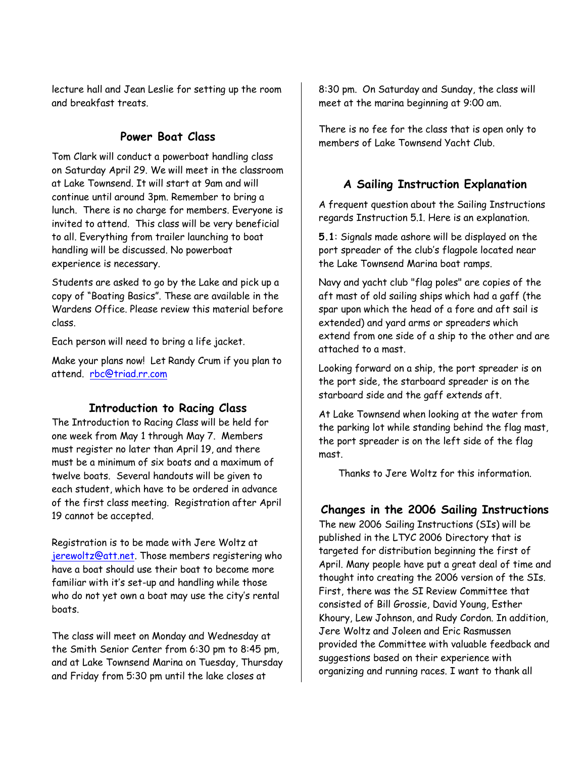lecture hall and Jean Leslie for setting up the room and breakfast treats.

## Power Boat Class

Tom Clark will conduct a powerboat handling class on Saturday April 29. We will meet in the classroom at Lake Townsend. It will start at 9am and will continue until around 3pm. Remember to bring a lunch. There is no charge for members. Everyone is invited to attend. This class will be very beneficial to all. Everything from trailer launching to boat handling will be discussed. No powerboat experience is necessary.

Students are asked to go by the Lake and pick up a copy of "Boating Basics". These are available in the Wardens Office. Please review this material before class.

Each person will need to bring a life jacket.

Make your plans now! Let Randy Crum if you plan to attend. rbc@triad.rr.com

## Introduction to Racing Class

The Introduction to Racing Class will be held for one week from May 1 through May 7. Members must register no later than April 19, and there must be a minimum of six boats and a maximum of twelve boats. Several handouts will be given to each student, which have to be ordered in advance of the first class meeting. Registration after April 19 cannot be accepted.

Registration is to be made with Jere Woltz at jerewoltz@att.net. Those members registering who have a boat should use their boat to become more familiar with it's set-up and handling while those who do not yet own a boat may use the city's rental boats.

The class will meet on Monday and Wednesday at the Smith Senior Center from 6:30 pm to 8:45 pm, and at Lake Townsend Marina on Tuesday, Thursday and Friday from 5:30 pm until the lake closes at 8:30 pm. On Saturday and Sunday, the class will meet at the marina beginning at 9:00 am.

There is no fee for the class that is open only to members of Lake Townsend Yacht Club.

## A Sailing Instruction Explanation

A frequent question about the Sailing Instructions regards Instruction 5.1. Here is an explanation.

**5.1**: Signals made ashore will be displayed on the port spreader of the club's flagpole located near the Lake Townsend Marina boat ramps.

Navy and yacht club "flag poles" are copies of the aft mast of old sailing ships which had a gaff (the spar upon which the head of a fore and aft sail is extended) and yard arms or spreaders which extend from one side of a ship to the other and are attached to a mast.

Looking forward on a ship, the port spreader is on the port side, the starboard spreader is on the starboard side and the gaff extends aft.

At Lake Townsend when looking at the water from the parking lot while standing behind the flag mast, the port spreader is on the left side of the flag mast.

Thanks to Jere Woltz for this information.

## Changes in the 2006 Sailing Instructions

The new 2006 Sailing Instructions (SIs) will be published in the LTYC 2006 Directory that is targeted for distribution beginning the first of April. Many people have put a great deal of time and thought into creating the 2006 version of the SIs. First, there was the SI Review Committee that consisted of Bill Grossie, David Young, Esther Khoury, Lew Johnson, and Rudy Cordon. In addition, Jere Woltz and Joleen and Eric Rasmussen provided the Committee with valuable feedback and suggestions based on their experience with organizing and running races. I want to thank all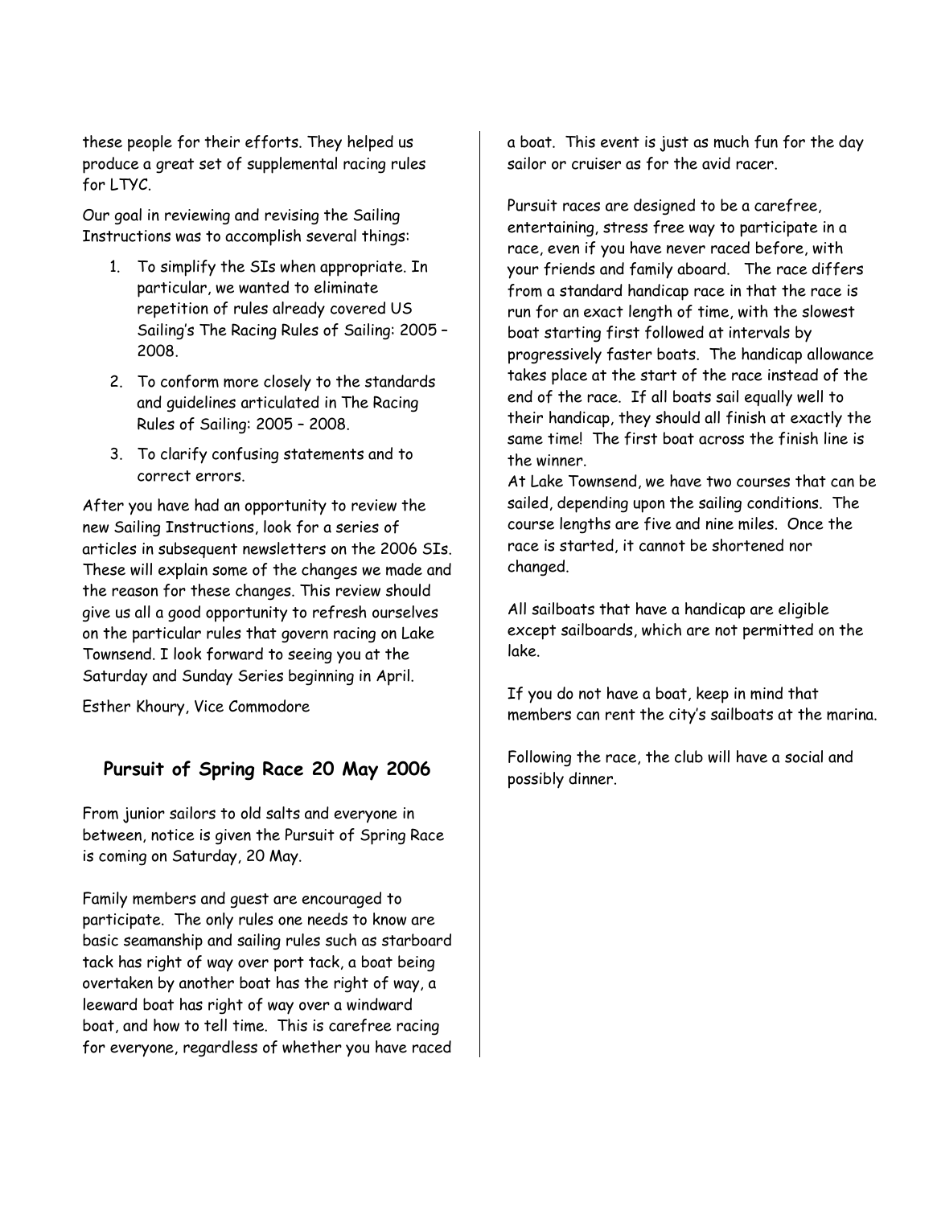these people for their efforts. They helped us produce a great set of supplemental racing rules for LTYC.

Our goal in reviewing and revising the Sailing Instructions was to accomplish several things:

1. To simplify the SIs when appropriate. In particular, we wanted to eliminate repetition of rules already covered US Sailing's The Racing Rules of Sailing: 2005 – 2008.
2. To conform more closely to the standards and guidelines articulated in The Racing Rules of Sailing: 2005 – 2008.
3. To clarify confusing statements and to correct errors.

After you have had an opportunity to review the new Sailing Instructions, look for a series of articles in subsequent newsletters on the 2006 SIs. These will explain some of the changes we made and the reason for these changes. This review should give us all a good opportunity to refresh ourselves on the particular rules that govern racing on Lake Townsend. I look forward to seeing you at the Saturday and Sunday Series beginning in April.

Esther Khoury, Vice Commodore

## Pursuit of Spring Race 20 May 2006

From junior sailors to old salts and everyone in between, notice is given the Pursuit of Spring Race is coming on Saturday, 20 May.

Family members and guest are encouraged to participate. The only rules one needs to know are basic seamanship and sailing rules such as starboard tack has right of way over port tack, a boat being overtaken by another boat has the right of way, a leeward boat has right of way over a windward boat, and how to tell time. This is carefree racing for everyone, regardless of whether you have raced a boat. This event is just as much fun for the day sailor or cruiser as for the avid racer.

Pursuit races are designed to be a carefree, entertaining, stress free way to participate in a race, even if you have never raced before, with your friends and family aboard. The race differs from a standard handicap race in that the race is run for an exact length of time, with the slowest boat starting first followed at intervals by progressively faster boats. The handicap allowance takes place at the start of the race instead of the end of the race. If all boats sail equally well to their handicap, they should all finish at exactly the same time! The first boat across the finish line is the winner.

At Lake Townsend, we have two courses that can be sailed, depending upon the sailing conditions. The course lengths are five and nine miles. Once the race is started, it cannot be shortened nor changed.

All sailboats that have a handicap are eligible except sailboards, which are not permitted on the lake.

If you do not have a boat, keep in mind that members can rent the city's sailboats at the marina.

Following the race, the club will have a social and possibly dinner.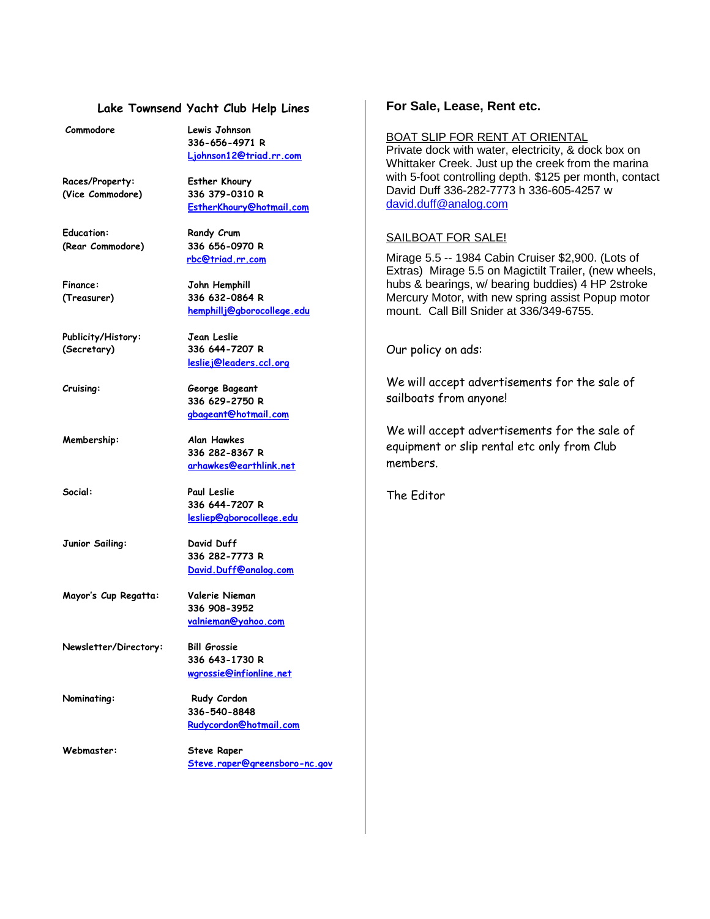## Lake Townsend Yacht Club Help Lines

| | |
|---|---|
| Commodore | Lewis Johnson<br>336-656-4971 R<br>Ljohnson12@triad.rr.com |
| Races/Property:<br>(Vice Commodore) | Esther Khoury<br>336 379-0310 R<br>EstherKhoury@hotmail.com |
| Education:<br>(Rear Commodore) | Randy Crum<br>336 656-0970 R<br>rbc@triad.rr.com |
| Finance:<br>(Treasurer) | John Hemphill<br>336 632-0864 R<br>hemphillj@gborocollege.edu |
| Publicity/History:<br>(Secretary) | Jean Leslie<br>336 644-7207 R<br>lesliej@leaders.ccl.org |
| Cruising: | George Bageant<br>336 629-2750 R<br>gbageant@hotmail.com |
| Membership: | Alan Hawkes<br>336 282-8367 R<br>arhawkes@earthlink.net |
| Social: | Paul Leslie<br>336 644-7207 R<br>lesliep@gborocollege.edu |
| Junior Sailing: | David Duff<br>336 282-7773 R<br>David.Duff@analog.com |
| Mayor's Cup Regatta: | Valerie Nieman<br>336 908-3952<br>valnieman@yahoo.com |
| Newsletter/Directory: | Bill Grossie<br>336 643-1730 R<br>wgrossie@infionline.net |
| Nominating: | Rudy Cordon<br>336-540-8848<br>Rudycordon@hotmail.com |
| Webmaster: | Steve Raper<br>Steve.raper@greensboro-nc.gov |

## For Sale, Lease, Rent etc.

BOAT SLIP FOR RENT AT ORIENTAL

Private dock with water, electricity, & dock box on Whittaker Creek. Just up the creek from the marina with 5-foot controlling depth. $125 per month, contact David Duff 336-282-7773 h 336-605-4257 w david.duff@analog.com

SAILBOAT FOR SALE!

Mirage 5.5 -- 1984 Cabin Cruiser $2,900. (Lots of Extras) Mirage 5.5 on Magictilt Trailer, (new wheels, hubs & bearings, w/ bearing buddies) 4 HP 2stroke Mercury Motor, with new spring assist Popup motor mount. Call Bill Snider at 336/349-6755.

Our policy on ads:

We will accept advertisements for the sale of sailboats from anyone!

We will accept advertisements for the sale of equipment or slip rental etc only from Club members.

The Editor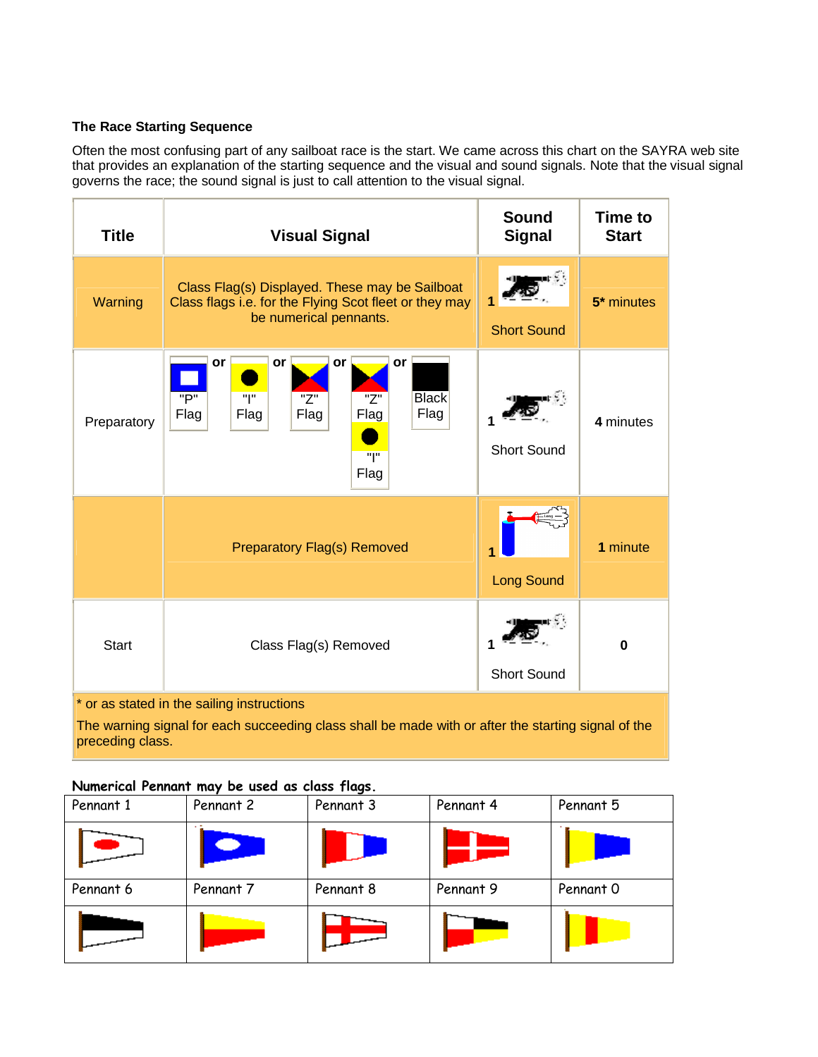**The Race Starting Sequence**

Often the most confusing part of any sailboat race is the start. We came across this chart on the SAYRA web site that provides an explanation of the starting sequence and the visual and sound signals. Note that the visual signal governs the race; the sound signal is just to call attention to the visual signal.

| Title | Visual Signal | Sound Signal | Time to Start |
|---|---|---|---|
| Warning | Class Flag(s) Displayed. These may be Sailboat Class flags i.e. for the Flying Scot fleet or they may be numerical pennants. | 1 Short Sound | **5*** minutes |
| Preparatory | "P" Flag or "I" Flag or "Z" Flag or "Z" Flag "I" Flag or Black Flag | 1 Short Sound | **4** minutes |
| | Preparatory Flag(s) Removed | 1 Long Sound | **1** minute |
| Start | Class Flag(s) Removed | 1 Short Sound | **0** |

\* or as stated in the sailing instructions

The warning signal for each succeeding class shall be made with or after the starting signal of the preceding class.

**Numerical Pennant may be used as class flags.**

| Pennant 1 | Pennant 2 | Pennant 3 | Pennant 4 | Pennant 5 |
|---|---|---|---|---|
| | | | | |
| Pennant 6 | Pennant 7 | Pennant 8 | Pennant 9 | Pennant 0 |
| | | | | |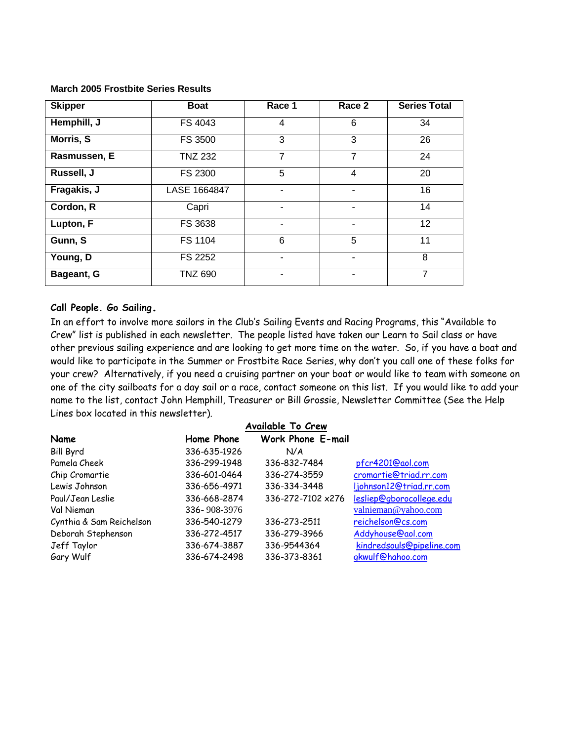**March 2005 Frostbite Series Results**

| Skipper | Boat | Race 1 | Race 2 | Series Total |
|---|---|---|---|---|
| Hemphill, J | FS 4043 | 4 | 6 | 34 |
| Morris, S | FS 3500 | 3 | 3 | 26 |
| Rasmussen, E | TNZ 232 | 7 | 7 | 24 |
| Russell, J | FS 2300 | 5 | 4 | 20 |
| Fragakis, J | LASE 1664847 | - | - | 16 |
| Cordon, R | Capri | - | - | 14 |
| Lupton, F | FS 3638 | - | - | 12 |
| Gunn, S | FS 1104 | 6 | 5 | 11 |
| Young, D | FS 2252 | - | - | 8 |
| Bageant, G | TNZ 690 | - | - | 7 |

**Call People. Go Sailing.**

In an effort to involve more sailors in the Club's Sailing Events and Racing Programs, this "Available to Crew" list is published in each newsletter. The people listed have taken our Learn to Sail class or have other previous sailing experience and are looking to get more time on the water. So, if you have a boat and would like to participate in the Summer or Frostbite Race Series, why don't you call one of these folks for your crew? Alternatively, if you need a cruising partner on your boat or would like to team with someone on one of the city sailboats for a day sail or a race, contact someone on this list. If you would like to add your name to the list, contact John Hemphill, Treasurer or Bill Grossie, Newsletter Committee (See the Help Lines box located in this newsletter).

**Available To Crew**

| Name | Home Phone | Work Phone | E-mail |
|---|---|---|---|
| Bill Byrd | 336-635-1926 | N/A | |
| Pamela Cheek | 336-299-1948 | 336-832-7484 | pfcr4201@aol.com |
| Chip Cromartie | 336-601-0464 | 336-274-3559 | cromartie@triad.rr.com |
| Lewis Johnson | 336-656-4971 | 336-334-3448 | ljohnson12@triad.rr.com |
| Paul/Jean Leslie | 336-668-2874 | 336-272-7102 x276 | lesliep@gborocollege.edu |
| Val Nieman | 336- 908-3976 | | valnieman@yahoo.com |
| Cynthia & Sam Reichelson | 336-540-1279 | 336-273-2511 | reichelson@cs.com |
| Deborah Stephenson | 336-272-4517 | 336-279-3966 | Addyhouse@aol.com |
| Jeff Taylor | 336-674-3887 | 336-9544364 | kindredsouls@pipeline.com |
| Gary Wulf | 336-674-2498 | 336-373-8361 | gkwulf@hahoo.com |